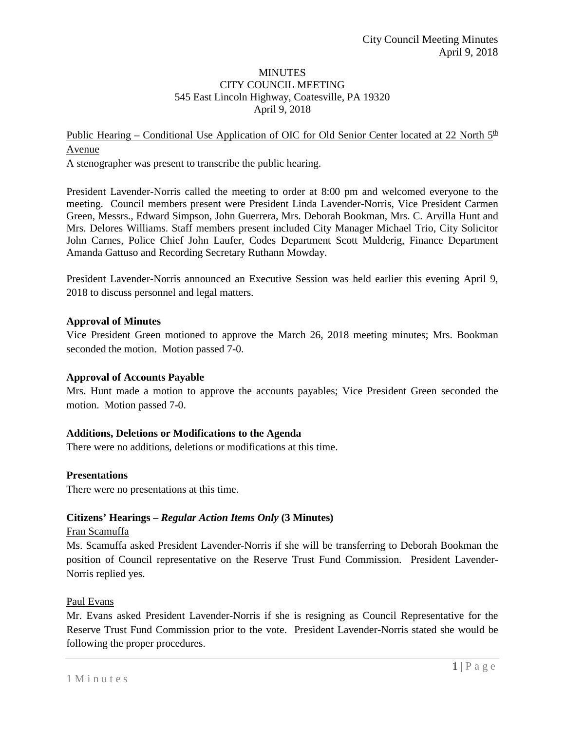# MINUTES
## CITY COUNCIL MEETING
545 East Lincoln Highway, Coatesville, PA 19320
April 9, 2018

Public Hearing – Conditional Use Application of OIC for Old Senior Center located at 22 North 5th Avenue

A stenographer was present to transcribe the public hearing.

President Lavender-Norris called the meeting to order at 8:00 pm and welcomed everyone to the meeting. Council members present were President Linda Lavender-Norris, Vice President Carmen Green, Messrs., Edward Simpson, John Guerrera, Mrs. Deborah Bookman, Mrs. C. Arvilla Hunt and Mrs. Delores Williams. Staff members present included City Manager Michael Trio, City Solicitor John Carnes, Police Chief John Laufer, Codes Department Scott Mulderig, Finance Department Amanda Gattuso and Recording Secretary Ruthann Mowday.

President Lavender-Norris announced an Executive Session was held earlier this evening April 9, 2018 to discuss personnel and legal matters.

**Approval of Minutes**

Vice President Green motioned to approve the March 26, 2018 meeting minutes; Mrs. Bookman seconded the motion. Motion passed 7-0.

**Approval of Accounts Payable**

Mrs. Hunt made a motion to approve the accounts payables; Vice President Green seconded the motion. Motion passed 7-0.

**Additions, Deletions or Modifications to the Agenda**

There were no additions, deletions or modifications at this time.

**Presentations**

There were no presentations at this time.

**Citizens' Hearings – *Regular Action Items Only* (3 Minutes)**

Fran Scamuffa

Ms. Scamuffa asked President Lavender-Norris if she will be transferring to Deborah Bookman the position of Council representative on the Reserve Trust Fund Commission. President Lavender-Norris replied yes.

Paul Evans

Mr. Evans asked President Lavender-Norris if she is resigning as Council Representative for the Reserve Trust Fund Commission prior to the vote. President Lavender-Norris stated she would be following the proper procedures.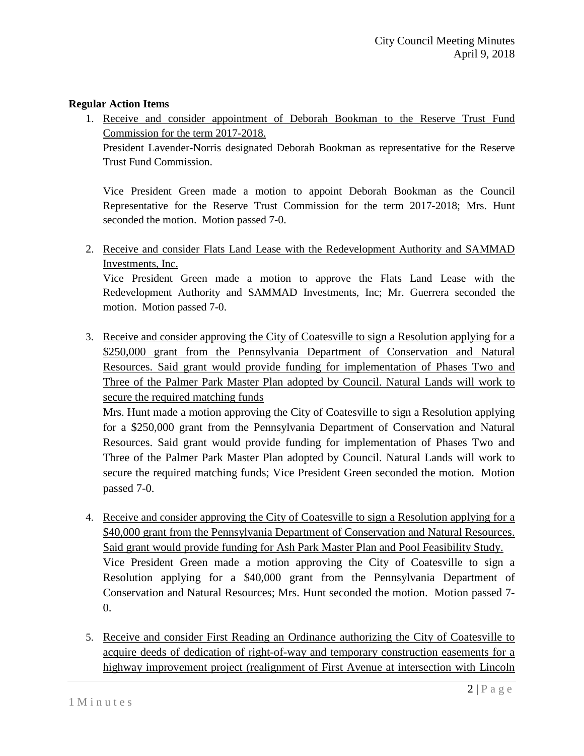**Regular Action Items**

1. Receive and consider appointment of Deborah Bookman to the Reserve Trust Fund Commission for the term 2017-2018.

   President Lavender-Norris designated Deborah Bookman as representative for the Reserve Trust Fund Commission.

   Vice President Green made a motion to appoint Deborah Bookman as the Council Representative for the Reserve Trust Commission for the term 2017-2018; Mrs. Hunt seconded the motion. Motion passed 7-0.

2. Receive and consider Flats Land Lease with the Redevelopment Authority and SAMMAD Investments, Inc.

   Vice President Green made a motion to approve the Flats Land Lease with the Redevelopment Authority and SAMMAD Investments, Inc; Mr. Guerrera seconded the motion. Motion passed 7-0.

3. Receive and consider approving the City of Coatesville to sign a Resolution applying for a $250,000 grant from the Pennsylvania Department of Conservation and Natural Resources. Said grant would provide funding for implementation of Phases Two and Three of the Palmer Park Master Plan adopted by Council. Natural Lands will work to secure the required matching funds

   Mrs. Hunt made a motion approving the City of Coatesville to sign a Resolution applying for a $250,000 grant from the Pennsylvania Department of Conservation and Natural Resources. Said grant would provide funding for implementation of Phases Two and Three of the Palmer Park Master Plan adopted by Council. Natural Lands will work to secure the required matching funds; Vice President Green seconded the motion. Motion passed 7-0.

4. Receive and consider approving the City of Coatesville to sign a Resolution applying for a $40,000 grant from the Pennsylvania Department of Conservation and Natural Resources. Said grant would provide funding for Ash Park Master Plan and Pool Feasibility Study.

   Vice President Green made a motion approving the City of Coatesville to sign a Resolution applying for a $40,000 grant from the Pennsylvania Department of Conservation and Natural Resources; Mrs. Hunt seconded the motion. Motion passed 7-0.

5. Receive and consider First Reading an Ordinance authorizing the City of Coatesville to acquire deeds of dedication of right-of-way and temporary construction easements for a highway improvement project (realignment of First Avenue at intersection with Lincoln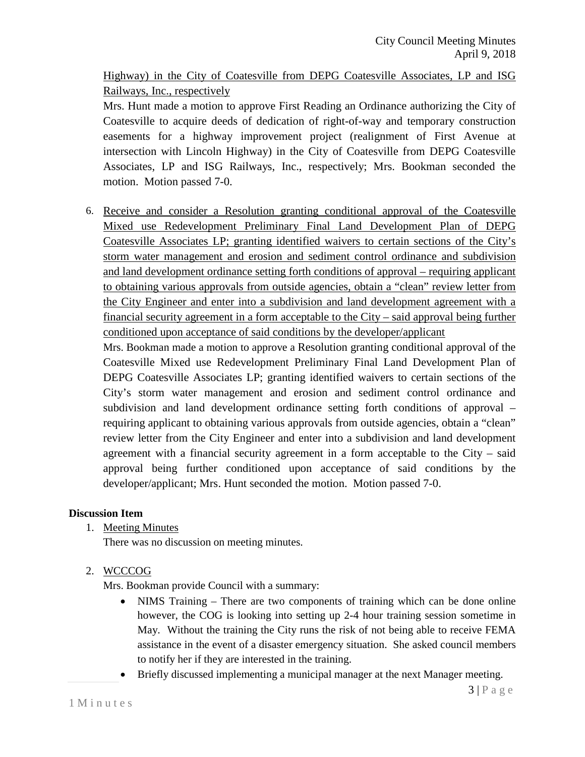Highway) in the City of Coatesville from DEPG Coatesville Associates, LP and ISG Railways, Inc., respectively

Mrs. Hunt made a motion to approve First Reading an Ordinance authorizing the City of Coatesville to acquire deeds of dedication of right-of-way and temporary construction easements for a highway improvement project (realignment of First Avenue at intersection with Lincoln Highway) in the City of Coatesville from DEPG Coatesville Associates, LP and ISG Railways, Inc., respectively; Mrs. Bookman seconded the motion. Motion passed 7-0.

6. Receive and consider a Resolution granting conditional approval of the Coatesville Mixed use Redevelopment Preliminary Final Land Development Plan of DEPG Coatesville Associates LP; granting identified waivers to certain sections of the City's storm water management and erosion and sediment control ordinance and subdivision and land development ordinance setting forth conditions of approval – requiring applicant to obtaining various approvals from outside agencies, obtain a "clean" review letter from the City Engineer and enter into a subdivision and land development agreement with a financial security agreement in a form acceptable to the City – said approval being further conditioned upon acceptance of said conditions by the developer/applicant

   Mrs. Bookman made a motion to approve a Resolution granting conditional approval of the Coatesville Mixed use Redevelopment Preliminary Final Land Development Plan of DEPG Coatesville Associates LP; granting identified waivers to certain sections of the City's storm water management and erosion and sediment control ordinance and subdivision and land development ordinance setting forth conditions of approval – requiring applicant to obtaining various approvals from outside agencies, obtain a "clean" review letter from the City Engineer and enter into a subdivision and land development agreement with a financial security agreement in a form acceptable to the City – said approval being further conditioned upon acceptance of said conditions by the developer/applicant; Mrs. Hunt seconded the motion. Motion passed 7-0.

**Discussion Item**

1. Meeting Minutes

   There was no discussion on meeting minutes.

2. WCCCOG

   Mrs. Bookman provide Council with a summary:

   - NIMS Training – There are two components of training which can be done online however, the COG is looking into setting up 2-4 hour training session sometime in May. Without the training the City runs the risk of not being able to receive FEMA assistance in the event of a disaster emergency situation. She asked council members to notify her if they are interested in the training.
   - Briefly discussed implementing a municipal manager at the next Manager meeting.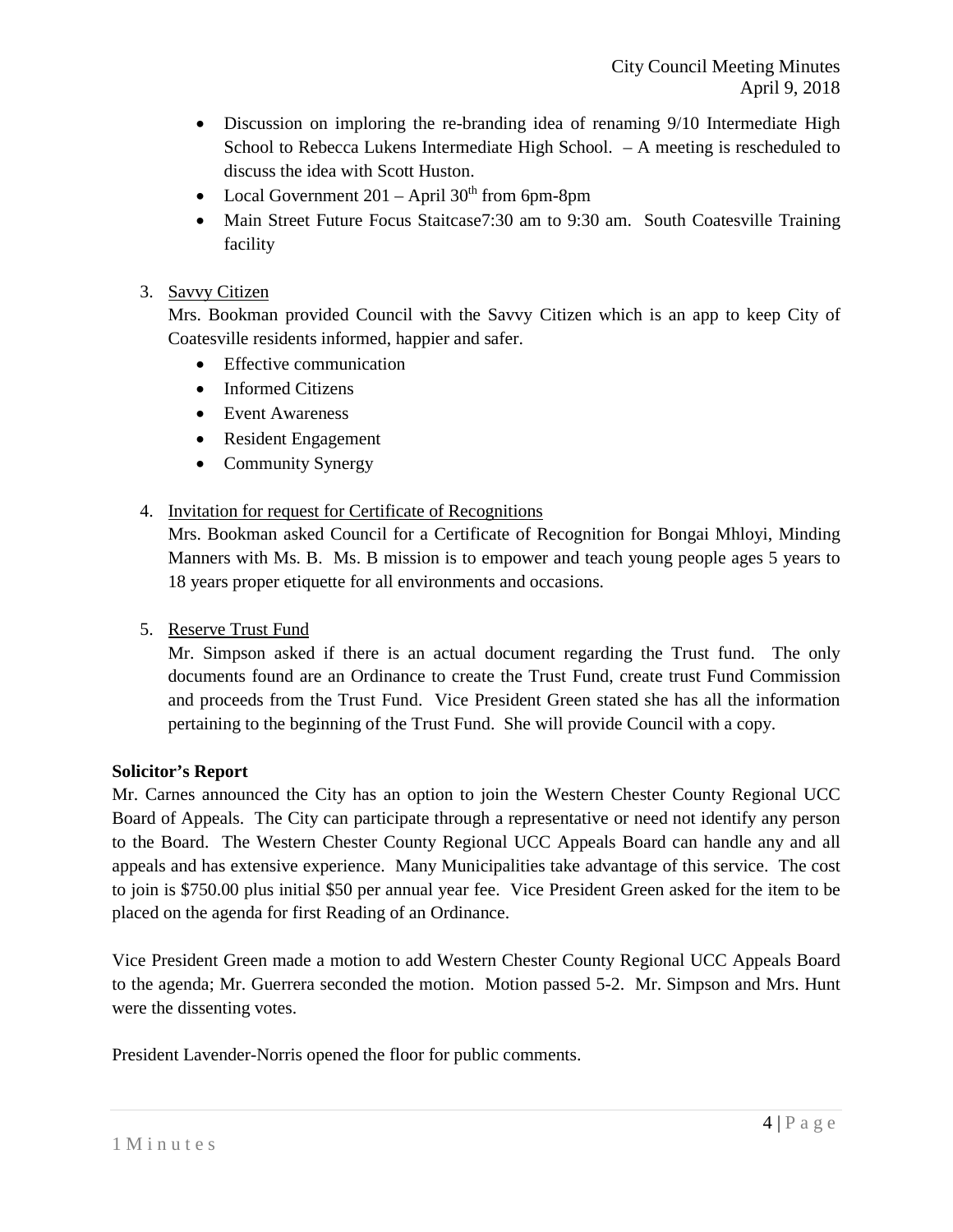- Discussion on imploring the re-branding idea of renaming 9/10 Intermediate High School to Rebecca Lukens Intermediate High School. – A meeting is rescheduled to discuss the idea with Scott Huston.
- Local Government 201 – April 30th from 6pm-8pm
- Main Street Future Focus Staitcase7:30 am to 9:30 am. South Coatesville Training facility

3. Savvy Citizen

   Mrs. Bookman provided Council with the Savvy Citizen which is an app to keep City of Coatesville residents informed, happier and safer.

   - Effective communication
   - Informed Citizens
   - Event Awareness
   - Resident Engagement
   - Community Synergy

4. Invitation for request for Certificate of Recognitions

   Mrs. Bookman asked Council for a Certificate of Recognition for Bongai Mhloyi, Minding Manners with Ms. B. Ms. B mission is to empower and teach young people ages 5 years to 18 years proper etiquette for all environments and occasions.

5. Reserve Trust Fund

   Mr. Simpson asked if there is an actual document regarding the Trust fund. The only documents found are an Ordinance to create the Trust Fund, create trust Fund Commission and proceeds from the Trust Fund. Vice President Green stated she has all the information pertaining to the beginning of the Trust Fund. She will provide Council with a copy.

**Solicitor's Report**

Mr. Carnes announced the City has an option to join the Western Chester County Regional UCC Board of Appeals. The City can participate through a representative or need not identify any person to the Board. The Western Chester County Regional UCC Appeals Board can handle any and all appeals and has extensive experience. Many Municipalities take advantage of this service. The cost to join is $750.00 plus initial $50 per annual year fee. Vice President Green asked for the item to be placed on the agenda for first Reading of an Ordinance.

Vice President Green made a motion to add Western Chester County Regional UCC Appeals Board to the agenda; Mr. Guerrera seconded the motion. Motion passed 5-2. Mr. Simpson and Mrs. Hunt were the dissenting votes.

President Lavender-Norris opened the floor for public comments.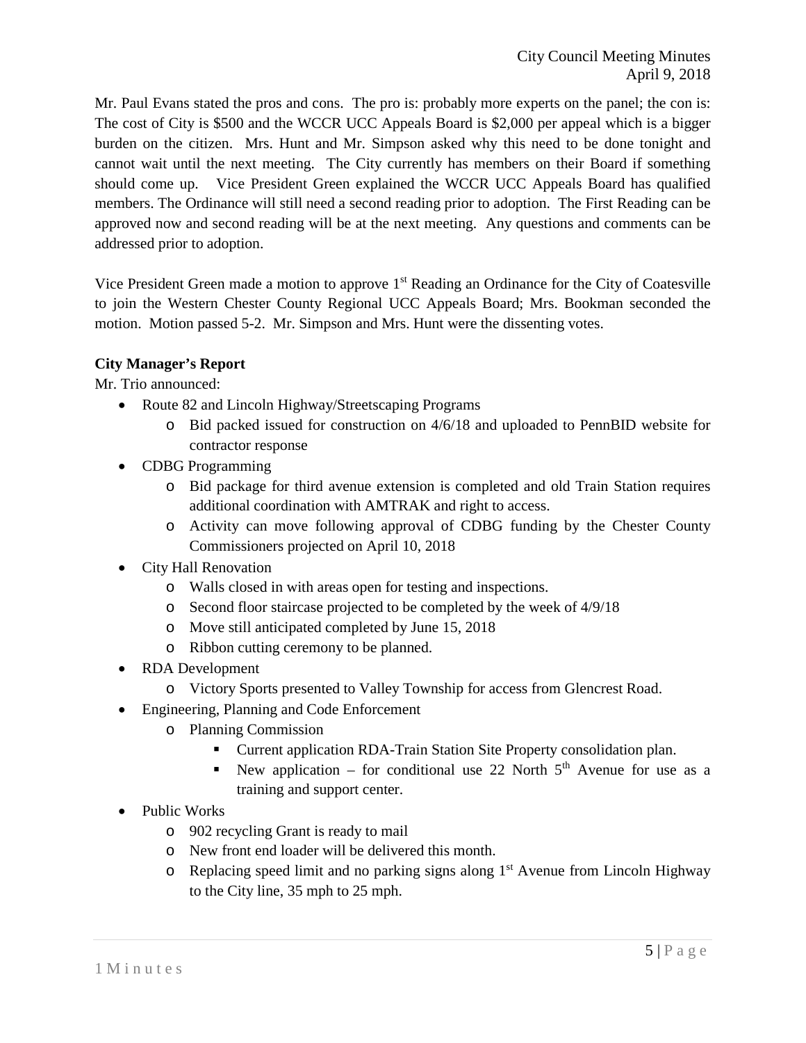Mr. Paul Evans stated the pros and cons. The pro is: probably more experts on the panel; the con is: The cost of City is $500 and the WCCR UCC Appeals Board is $2,000 per appeal which is a bigger burden on the citizen. Mrs. Hunt and Mr. Simpson asked why this need to be done tonight and cannot wait until the next meeting. The City currently has members on their Board if something should come up. Vice President Green explained the WCCR UCC Appeals Board has qualified members. The Ordinance will still need a second reading prior to adoption. The First Reading can be approved now and second reading will be at the next meeting. Any questions and comments can be addressed prior to adoption.

Vice President Green made a motion to approve 1st Reading an Ordinance for the City of Coatesville to join the Western Chester County Regional UCC Appeals Board; Mrs. Bookman seconded the motion. Motion passed 5-2. Mr. Simpson and Mrs. Hunt were the dissenting votes.

**City Manager's Report**

Mr. Trio announced:

- Route 82 and Lincoln Highway/Streetscaping Programs
  - Bid packed issued for construction on 4/6/18 and uploaded to PennBID website for contractor response
- CDBG Programming
  - Bid package for third avenue extension is completed and old Train Station requires additional coordination with AMTRAK and right to access.
  - Activity can move following approval of CDBG funding by the Chester County Commissioners projected on April 10, 2018
- City Hall Renovation
  - Walls closed in with areas open for testing and inspections.
  - Second floor staircase projected to be completed by the week of 4/9/18
  - Move still anticipated completed by June 15, 2018
  - Ribbon cutting ceremony to be planned.
- RDA Development
  - Victory Sports presented to Valley Township for access from Glencrest Road.
- Engineering, Planning and Code Enforcement
  - Planning Commission
    - Current application RDA-Train Station Site Property consolidation plan.
    - New application – for conditional use 22 North 5th Avenue for use as a training and support center.
- Public Works
  - 902 recycling Grant is ready to mail
  - New front end loader will be delivered this month.
  - Replacing speed limit and no parking signs along 1st Avenue from Lincoln Highway to the City line, 35 mph to 25 mph.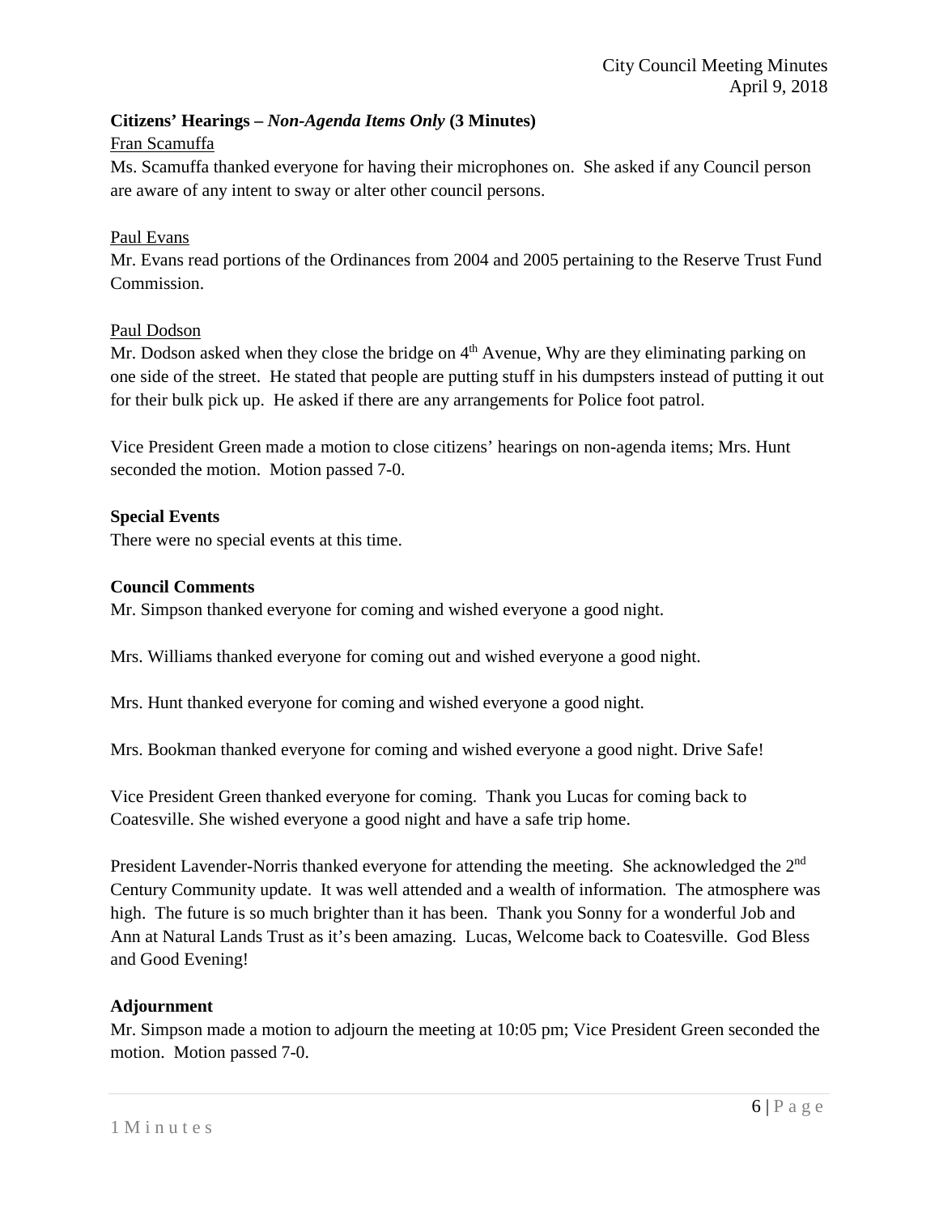**Citizens' Hearings – *Non-Agenda Items Only* (3 Minutes)**

Fran Scamuffa

Ms. Scamuffa thanked everyone for having their microphones on. She asked if any Council person are aware of any intent to sway or alter other council persons.

Paul Evans

Mr. Evans read portions of the Ordinances from 2004 and 2005 pertaining to the Reserve Trust Fund Commission.

Paul Dodson

Mr. Dodson asked when they close the bridge on 4th Avenue, Why are they eliminating parking on one side of the street. He stated that people are putting stuff in his dumpsters instead of putting it out for their bulk pick up. He asked if there are any arrangements for Police foot patrol.

Vice President Green made a motion to close citizens' hearings on non-agenda items; Mrs. Hunt seconded the motion. Motion passed 7-0.

**Special Events**

There were no special events at this time.

**Council Comments**

Mr. Simpson thanked everyone for coming and wished everyone a good night.

Mrs. Williams thanked everyone for coming out and wished everyone a good night.

Mrs. Hunt thanked everyone for coming and wished everyone a good night.

Mrs. Bookman thanked everyone for coming and wished everyone a good night. Drive Safe!

Vice President Green thanked everyone for coming. Thank you Lucas for coming back to Coatesville. She wished everyone a good night and have a safe trip home.

President Lavender-Norris thanked everyone for attending the meeting. She acknowledged the 2nd Century Community update. It was well attended and a wealth of information. The atmosphere was high. The future is so much brighter than it has been. Thank you Sonny for a wonderful Job and Ann at Natural Lands Trust as it's been amazing. Lucas, Welcome back to Coatesville. God Bless and Good Evening!

**Adjournment**

Mr. Simpson made a motion to adjourn the meeting at 10:05 pm; Vice President Green seconded the motion. Motion passed 7-0.